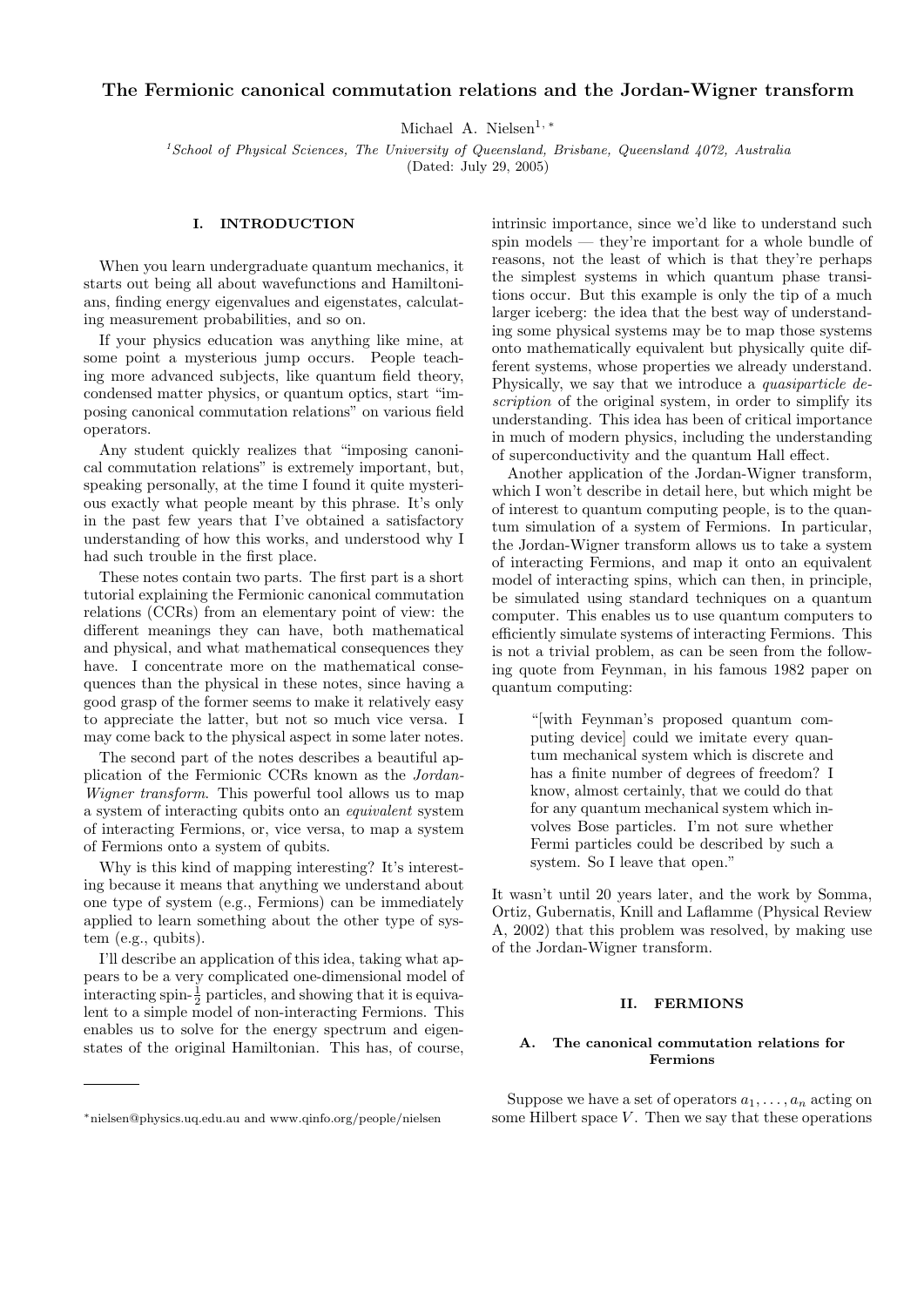# The Fermionic canonical commutation relations and the Jordan-Wigner transform

Michael A. Nielsen[1, *]

[1]*School of Physical Sciences, The University of Queensland, Brisbane, Queensland 4072, Australia*
(Dated: July 29, 2005)

## I. INTRODUCTION

When you learn undergraduate quantum mechanics, it starts out being all about wavefunctions and Hamiltonians, finding energy eigenvalues and eigenstates, calculating measurement probabilities, and so on.

If your physics education was anything like mine, at some point a mysterious jump occurs. People teaching more advanced subjects, like quantum field theory, condensed matter physics, or quantum optics, start "imposing canonical commutation relations" on various field operators.

Any student quickly realizes that "imposing canonical commutation relations" is extremely important, but, speaking personally, at the time I found it quite mysterious exactly what people meant by this phrase. It's only in the past few years that I've obtained a satisfactory understanding of how this works, and understood why I had such trouble in the first place.

These notes contain two parts. The first part is a short tutorial explaining the Fermionic canonical commutation relations (CCRs) from an elementary point of view: the different meanings they can have, both mathematical and physical, and what mathematical consequences they have. I concentrate more on the mathematical consequences than the physical in these notes, since having a good grasp of the former seems to make it relatively easy to appreciate the latter, but not so much vice versa. I may come back to the physical aspect in some later notes.

The second part of the notes describes a beautiful application of the Fermionic CCRs known as the *Jordan-Wigner transform*. This powerful tool allows us to map a system of interacting qubits onto an *equivalent* system of interacting Fermions, or, vice versa, to map a system of Fermions onto a system of qubits.

Why is this kind of mapping interesting? It's interesting because it means that anything we understand about one type of system (e.g., Fermions) can be immediately applied to learn something about the other type of system (e.g., qubits).

I'll describe an application of this idea, taking what appears to be a very complicated one-dimensional model of interacting spin-$\frac{1}{2}$ particles, and showing that it is equivalent to a simple model of non-interacting Fermions. This enables us to solve for the energy spectrum and eigenstates of the original Hamiltonian. This has, of course, intrinsic importance, since we'd like to understand such spin models — they're important for a whole bundle of reasons, not the least of which is that they're perhaps the simplest systems in which quantum phase transitions occur. But this example is only the tip of a much larger iceberg: the idea that the best way of understanding some physical systems may be to map those systems onto mathematically equivalent but physically quite different systems, whose properties we already understand. Physically, we say that we introduce a *quasiparticle description* of the original system, in order to simplify its understanding. This idea has been of critical importance in much of modern physics, including the understanding of superconductivity and the quantum Hall effect.

Another application of the Jordan-Wigner transform, which I won't describe in detail here, but which might be of interest to quantum computing people, is to the quantum simulation of a system of Fermions. In particular, the Jordan-Wigner transform allows us to take a system of interacting Fermions, and map it onto an equivalent model of interacting spins, which can then, in principle, be simulated using standard techniques on a quantum computer. This enables us to use quantum computers to efficiently simulate systems of interacting Fermions. This is not a trivial problem, as can be seen from the following quote from Feynman, in his famous 1982 paper on quantum computing:

> "[with Feynman's proposed quantum computing device] could we imitate every quantum mechanical system which is discrete and has a finite number of degrees of freedom? I know, almost certainly, that we could do that for any quantum mechanical system which involves Bose particles. I'm not sure whether Fermi particles could be described by such a system. So I leave that open."

It wasn't until 20 years later, and the work by Somma, Ortiz, Gubernatis, Knill and Laflamme (Physical Review A, 2002) that this problem was resolved, by making use of the Jordan-Wigner transform.

## II. FERMIONS

### A. The canonical commutation relations for Fermions

Suppose we have a set of operators $a_1, \ldots, a_n$ acting on some Hilbert space $V$. Then we say that these operations

---

*nielsen@physics.uq.edu.au and www.qinfo.org/people/nielsen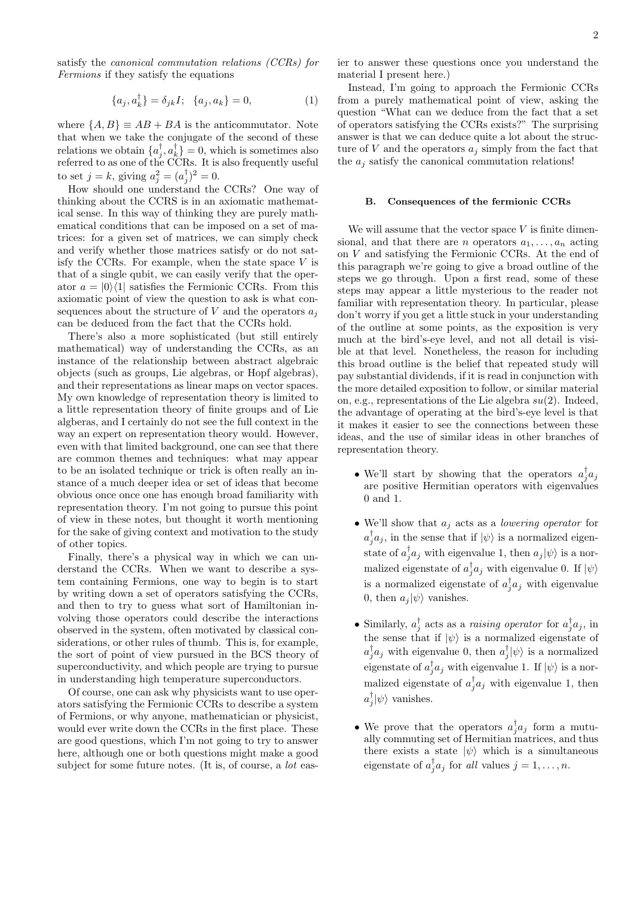satisfy the *canonical commutation relations (CCRs) for Fermions* if they satisfy the equations

$$\{a_j, a_k^\dagger\} = \delta_{jk} I; \quad \{a_j, a_k\} = 0, \tag{1}$$

where $\{A, B\} \equiv AB + BA$ is the anticommutator. Note that when we take the conjugate of the second of these relations we obtain $\{a_j^\dagger, a_k^\dagger\} = 0$, which is sometimes also referred to as one of the CCRs. It is also frequently useful to set $j = k$, giving $a_j^2 = (a_j^\dagger)^2 = 0$.

How should one understand the CCRs? One way of thinking about the CCRS is in an axiomatic mathematical sense. In this way of thinking they are purely mathematical conditions that can be imposed on a set of matrices: for a given set of matrices, we can simply check and verify whether those matrices satisfy or do not satisfy the CCRs. For example, when the state space $V$ is that of a single qubit, we can easily verify that the operator $a = |0\rangle\langle 1|$ satisfies the Fermionic CCRs. From this axiomatic point of view the question to ask is what consequences about the structure of $V$ and the operators $a_j$ can be deduced from the fact that the CCRs hold.

There's also a more sophisticated (but still entirely mathematical) way of understanding the CCRs, as an instance of the relationship between abstract algebraic objects (such as groups, Lie algebras, or Hopf algebras), and their representations as linear maps on vector spaces. My own knowledge of representation theory is limited to a little representation theory of finite groups and of Lie algebras, and I certainly do not see the full context in the way an expert on representation theory would. However, even with that limited background, one can see that there are common themes and techniques: what may appear to be an isolated technique or trick is often really an instance of a much deeper idea or set of ideas that become obvious once once one has enough broad familiarity with representation theory. I'm not going to pursue this point of view in these notes, but thought it worth mentioning for the sake of giving context and motivation to the study of other topics.

Finally, there's a physical way in which we can understand the CCRs. When we want to describe a system containing Fermions, one way to begin is to start by writing down a set of operators satisfying the CCRs, and then to try to guess what sort of Hamiltonian involving those operators could describe the interactions observed in the system, often motivated by classical considerations, or other rules of thumb. This is, for example, the sort of point of view pursued in the BCS theory of superconductivity, and which people are trying to pursue in understanding high temperature superconductors.

Of course, one can ask why physicists want to use operators satisfying the Fermionic CCRs to describe a system of Fermions, or why anyone, mathematician or physicist, would ever write down the CCRs in the first place. These are good questions, which I'm not going to try to answer here, although one or both questions might make a good subject for some future notes. (It is, of course, a *lot* easier to answer these questions once you understand the material I present here.)

Instead, I'm going to approach the Fermionic CCRs from a purely mathematical point of view, asking the question "What can we deduce from the fact that a set of operators satisfying the CCRs exists?" The surprising answer is that we can deduce quite a lot about the structure of $V$ and the operators $a_j$ simply from the fact that the $a_j$ satisfy the canonical commutation relations!

### B. Consequences of the fermionic CCRs

We will assume that the vector space $V$ is finite dimensional, and that there are $n$ operators $a_1, \ldots, a_n$ acting on $V$ and satisfying the Fermionic CCRs. At the end of this paragraph we're going to give a broad outline of the steps we go through. Upon a first read, some of these steps may appear a little mysterious to the reader not familiar with representation theory. In particular, please don't worry if you get a little stuck in your understanding of the outline at some points, as the exposition is very much at the bird's-eye level, and not all detail is visible at that level. Nonetheless, the reason for including this broad outline is the belief that repeated study will pay substantial dividends, if it is read in conjunction with the more detailed exposition to follow, or similar material on, e.g., representations of the Lie algebra $su(2)$. Indeed, the advantage of operating at the bird's-eye level is that it makes it easier to see the connections between these ideas, and the use of similar ideas in other branches of representation theory.

- We'll start by showing that the operators $a_j^\dagger a_j$ are positive Hermitian operators with eigenvalues 0 and 1.

- We'll show that $a_j$ acts as a *lowering operator* for $a_j^\dagger a_j$, in the sense that if $|\psi\rangle$ is a normalized eigenstate of $a_j^\dagger a_j$ with eigenvalue 1, then $a_j|\psi\rangle$ is a normalized eigenstate of $a_j^\dagger a_j$ with eigenvalue 0. If $|\psi\rangle$ is a normalized eigenstate of $a_j^\dagger a_j$ with eigenvalue 0, then $a_j|\psi\rangle$ vanishes.

- Similarly, $a_j^\dagger$ acts as a *raising operator* for $a_j^\dagger a_j$, in the sense that if $|\psi\rangle$ is a normalized eigenstate of $a_j^\dagger a_j$ with eigenvalue 0, then $a_j^\dagger|\psi\rangle$ is a normalized eigenstate of $a_j^\dagger a_j$ with eigenvalue 1. If $|\psi\rangle$ is a normalized eigenstate of $a_j^\dagger a_j$ with eigenvalue 1, then $a_j^\dagger|\psi\rangle$ vanishes.

- We prove that the operators $a_j^\dagger a_j$ form a mutually commuting set of Hermitian matrices, and thus there exists a state $|\psi\rangle$ which is a simultaneous eigenstate of $a_j^\dagger a_j$ for *all* values $j = 1, \ldots, n$.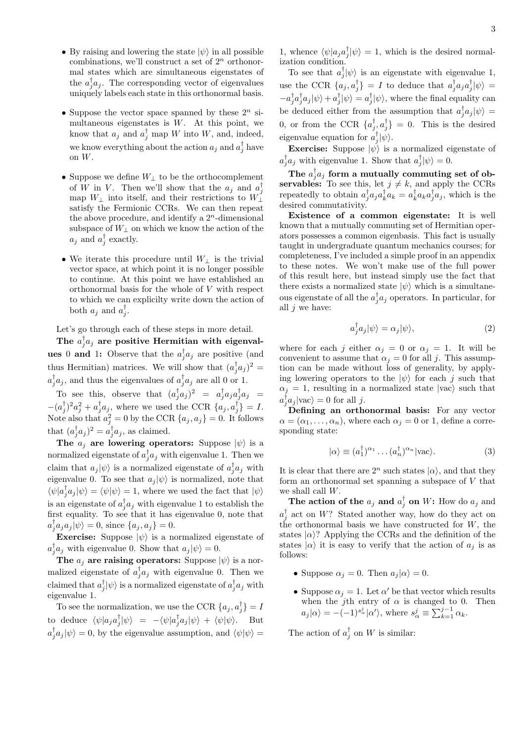- By raising and lowering the state $|\psi\rangle$ in all possible combinations, we'll construct a set of $2^n$ orthonormal states which are simultaneous eigenstates of the $a_j^\dagger a_j$. The corresponding vector of eigenvalues uniquely labels each state in this orthonormal basis.

- Suppose the vector space spanned by these $2^n$ simultaneous eigenstates is $W$. At this point, we know that $a_j$ and $a_j^\dagger$ map $W$ into $W$, and, indeed, we know everything about the action $a_j$ and $a_j^\dagger$ have on $W$.

- Suppose we define $W_\perp$ to be the orthocomplement of $W$ in $V$. Then we'll show that the $a_j$ and $a_j^\dagger$ map $W_\perp$ into itself, and their restrictions to $W_\perp$ satisfy the Fermionic CCRs. We can then repeat the above procedure, and identify a $2^n$-dimensional subspace of $W_\perp$ on which we know the action of the $a_j$ and $a_j^\dagger$ exactly.

- We iterate this procedure until $W_\perp$ is the trivial vector space, at which point it is no longer possible to continue. At this point we have established an orthonormal basis for the whole of $V$ with respect to which we can explicilty write down the action of both $a_j$ and $a_j^\dagger$.

Let's go through each of these steps in more detail.

**The $a_j^\dagger a_j$ are positive Hermitian with eigenvalues 0 and 1:** Observe that the $a_j^\dagger a_j$ are positive (and thus Hermitian) matrices. We will show that $(a_j^\dagger a_j)^2 = a_j^\dagger a_j$, and thus the eigenvalues of $a_j^\dagger a_j$ are all 0 or 1.

To see this, observe that $(a_j^\dagger a_j)^2 = a_j^\dagger a_j a_j^\dagger a_j = -(a_j^\dagger)^2 a_j^2 + a_j^\dagger a_j$, where we used the CCR $\{a_j, a_j^\dagger\} = I$. Note also that $a_j^2 = 0$ by the CCR $\{a_j, a_j\} = 0$. It follows that $(a_j^\dagger a_j)^2 = a_j^\dagger a_j$, as claimed.

**The $a_j$ are lowering operators:** Suppose $|\psi\rangle$ is a normalized eigenstate of $a_j^\dagger a_j$ with eigenvalue 1. Then we claim that $a_j|\psi\rangle$ is a normalized eigenstate of $a_j^\dagger a_j$ with eigenvalue 0. To see that $a_j|\psi\rangle$ is normalized, note that $\langle\psi|a_j^\dagger a_j|\psi\rangle = \langle\psi|\psi\rangle = 1$, where we used the fact that $|\psi\rangle$ is an eigenstate of $a_j^\dagger a_j$ with eigenvalue 1 to establish the first equality. To see that it has eigenvalue 0, note that $a_j^\dagger a_j a_j|\psi\rangle = 0$, since $\{a_j, a_j\} = 0$.

**Exercise:** Suppose $|\psi\rangle$ is a normalized eigenstate of $a_j^\dagger a_j$ with eigenvalue 0. Show that $a_j|\psi\rangle = 0$.

**The $a_j$ are raising operators:** Suppose $|\psi\rangle$ is a normalized eigenstate of $a_j^\dagger a_j$ with eigenvalue 0. Then we claimed that $a_j^\dagger|\psi\rangle$ is a normalized eigenstate of $a_j^\dagger a_j$ with eigenvalue 1.

To see the normalization, we use the CCR $\{a_j, a_j^\dagger\} = I$ to deduce $\langle\psi|a_j a_j^\dagger|\psi\rangle = -\langle\psi|a_j^\dagger a_j|\psi\rangle + \langle\psi|\psi\rangle$. But $a_j^\dagger a_j|\psi\rangle = 0$, by the eigenvalue assumption, and $\langle\psi|\psi\rangle = 1$, whence $\langle\psi|a_j a_j^\dagger|\psi\rangle = 1$, which is the desired normalization condition.

To see that $a_j^\dagger|\psi\rangle$ is an eigenstate with eigenvalue 1, use the CCR $\{a_j, a_j^\dagger\} = I$ to deduce that $a_j^\dagger a_j a_j^\dagger|\psi\rangle = -a_j^\dagger a_j^\dagger a_j|\psi\rangle + a_j^\dagger|\psi\rangle = a_j^\dagger|\psi\rangle$, where the final equality can be deduced either from the assumption that $a_j^\dagger a_j|\psi\rangle = 0$, or from the CCR $\{a_j^\dagger, a_j^\dagger\} = 0$. This is the desired eigenvalue equation for $a_j^\dagger|\psi\rangle$.

**Exercise:** Suppose $|\psi\rangle$ is a normalized eigenstate of $a_j^\dagger a_j$ with eigenvalue 1. Show that $a_j^\dagger|\psi\rangle = 0$.

**The $a_j^\dagger a_j$ form a mutually commuting set of observables:** To see this, let $j \neq k$, and apply the CCRs repeatedly to obtain $a_j^\dagger a_j a_k^\dagger a_k = a_k^\dagger a_k a_j^\dagger a_j$, which is the desired commutativity.

**Existence of a common eigenstate:** It is well known that a mutually commuting set of Hermitian operators possesses a common eigenbasis. This fact is usually taught in undergraduate quantum mechanics courses; for completeness, I've included a simple proof in an appendix to these notes. We won't make use of the full power of this result here, but instead simply use the fact that there exists a normalized state $|\psi\rangle$ which is a simultaneous eigenstate of all the $a_j^\dagger a_j$ operators. In particular, for all $j$ we have:

$$a_j^\dagger a_j|\psi\rangle = \alpha_j|\psi\rangle, \tag{2}$$

where for each $j$ either $\alpha_j = 0$ or $\alpha_j = 1$. It will be convenient to assume that $\alpha_j = 0$ for all $j$. This assumption can be made without loss of generality, by applying lowering operators to the $|\psi\rangle$ for each $j$ such that $\alpha_j = 1$, resulting in a normalized state $|\text{vac}\rangle$ such that $a_j^\dagger a_j|\text{vac}\rangle = 0$ for all $j$.

**Defining an orthonormal basis:** For any vector $\alpha = (\alpha_1, \ldots, \alpha_n)$, where each $\alpha_j = 0$ or 1, define a corresponding state:

$$|\alpha\rangle \equiv (a_1^\dagger)^{\alpha_1} \ldots (a_n^\dagger)^{\alpha_n}|\text{vac}\rangle. \tag{3}$$

It is clear that there are $2^n$ such states $|\alpha\rangle$, and that they form an orthonormal set spanning a subspace of $V$ that we shall call $W$.

**The action of the $a_j$ and $a_j^\dagger$ on $W$:** How do $a_j$ and $a_j^\dagger$ act on $W$? Stated another way, how do they act on the orthonormal basis we have constructed for $W$, the states $|\alpha\rangle$? Applying the CCRs and the definition of the states $|\alpha\rangle$ it is easy to verify that the action of $a_j$ is as follows:

- Suppose $\alpha_j = 0$. Then $a_j|\alpha\rangle = 0$.

- Suppose $\alpha_j = 1$. Let $\alpha'$ be that vector which results when the $j$th entry of $\alpha$ is changed to 0. Then $a_j|\alpha\rangle = -(-1)^{s_\alpha^j}|\alpha'\rangle$, where $s_\alpha^j \equiv \sum_{k=1}^{j-1} \alpha_k$.

The action of $a_j^\dagger$ on $W$ is similar: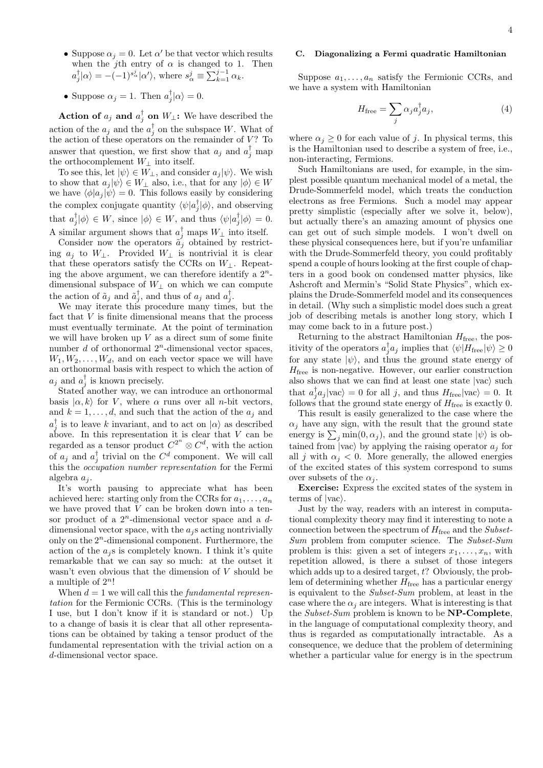- Suppose $\alpha_j = 0$. Let $\alpha'$ be that vector which results when the $j$th entry of $\alpha$ is changed to 1. Then $a_j^\dagger|\alpha\rangle = -(-1)^{s_\alpha^j}|\alpha'\rangle$, where $s_\alpha^j \equiv \sum_{k=1}^{j-1}\alpha_k$.
- Suppose $\alpha_j = 1$. Then $a_j^\dagger|\alpha\rangle = 0$.

**Action of $a_j$ and $a_j^\dagger$ on $W_\perp$:** We have described the action of the $a_j$ and the $a_j^\dagger$ on the subspace $W$. What of the action of these operators on the remainder of $V$? To answer that question, we first show that $a_j$ and $a_j^\dagger$ map the orthocomplement $W_\perp$ into itself.

To see this, let $|\psi\rangle \in W_\perp$, and consider $a_j|\psi\rangle$. We wish to show that $a_j|\psi\rangle \in W_\perp$ also, i.e., that for any $|\phi\rangle \in W$ we have $\langle\phi|a_j|\psi\rangle = 0$. This follows easily by considering the complex conjugate quantity $\langle\psi|a_j^\dagger|\phi\rangle$, and observing that $a_j^\dagger|\phi\rangle \in W$, since $|\phi\rangle \in W$, and thus $\langle\psi|a_j^\dagger|\phi\rangle = 0$. A similar argument shows that $a_j^\dagger$ maps $W_\perp$ into itself.

Consider now the operators $\tilde{a}_j$ obtained by restricting $a_j$ to $W_\perp$. Provided $W_\perp$ is nontrivial it is clear that these operators satisfy the CCRs on $W_\perp$. Repeating the above argument, we can therefore identify a $2^n$-dimensional subspace of $W_\perp$ on which we can compute the action of $\tilde{a}_j$ and $\tilde{a}_j^\dagger$, and thus of $a_j$ and $a_j^\dagger$.

We may iterate this procedure many times, but the fact that $V$ is finite dimensional means that the process must eventually terminate. At the point of termination we will have broken up $V$ as a direct sum of some finite number $d$ of orthonormal $2^n$-dimensional vector spaces, $W_1, W_2, \ldots, W_d$, and on each vector space we will have an orthonormal basis with respect to which the action of $a_j$ and $a_j^\dagger$ is known precisely.

Stated another way, we can introduce an orthonormal basis $|\alpha, k\rangle$ for $V$, where $\alpha$ runs over all $n$-bit vectors, and $k = 1, \ldots, d$, and such that the action of the $a_j$ and $a_j^\dagger$ is to leave $k$ invariant, and to act on $|\alpha\rangle$ as described above. In this representation it is clear that $V$ can be regarded as a tensor product $C^{2^n} \otimes C^d$, with the action of $a_j$ and $a_j^\dagger$ trivial on the $C^d$ component. We will call this the *occupation number representation* for the Fermi algebra $a_j$.

It's worth pausing to appreciate what has been achieved here: starting only from the CCRs for $a_1, \ldots, a_n$ we have proved that $V$ can be broken down into a tensor product of a $2^n$-dimensional vector space and a $d$-dimensional vector space, with the $a_j$s acting nontrivially only on the $2^n$-dimensional component. Furthermore, the action of the $a_j$s is completely known. I think it's quite remarkable that we can say so much: at the outset it wasn't even obvious that the dimension of $V$ should be a multiple of $2^n$!

When $d = 1$ we will call this the *fundamental representation* for the Fermionic CCRs. (This is the terminology I use, but I don't know if it is standard or not.) Up to a change of basis it is clear that all other representations can be obtained by taking a tensor product of the fundamental representation with the trivial action on a $d$-dimensional vector space.

### C. Diagonalizing a Fermi quadratic Hamiltonian

Suppose $a_1, \ldots, a_n$ satisfy the Fermionic CCRs, and we have a system with Hamiltonian

$$H_{\rm free} = \sum_j \alpha_j a_j^\dagger a_j, \tag{4}$$

where $\alpha_j \geq 0$ for each value of $j$. In physical terms, this is the Hamiltonian used to describe a system of free, i.e., non-interacting, Fermions.

Such Hamiltonians are used, for example, in the simplest possible quantum mechanical model of a metal, the Drude-Sommerfeld model, which treats the conduction electrons as free Fermions. Such a model may appear pretty simplistic (especially after we solve it, below), but actually there's an amazing amount of physics one can get out of such simple models. I won't dwell on these physical consequences here, but if you're unfamiliar with the Drude-Sommerfeld theory, you could profitably spend a couple of hours looking at the first couple of chapters in a good book on condensed matter physics, like Ashcroft and Mermin's "Solid State Physics", which explains the Drude-Sommerfeld model and its consequences in detail. (Why such a simplistic model does such a great job of describing metals is another long story, which I may come back to in a future post.)

Returning to the abstract Hamiltonian $H_{\rm free}$, the positivity of the operators $a_j^\dagger a_j$ implies that $\langle\psi|H_{\rm free}|\psi\rangle \geq 0$ for any state $|\psi\rangle$, and thus the ground state energy of $H_{\rm free}$ is non-negative. However, our earlier construction also shows that we can find at least one state $|\text{vac}\rangle$ such that $a_j^\dagger a_j|\text{vac}\rangle = 0$ for all $j$, and thus $H_{\rm free}|\text{vac}\rangle = 0$. It follows that the ground state energy of $H_{\rm free}$ is exactly 0.

This result is easily generalized to the case where the $\alpha_j$ have any sign, with the result that the ground state energy is $\sum_j \min(0, \alpha_j)$, and the ground state $|\psi\rangle$ is obtained from $|\text{vac}\rangle$ by applying the raising operator $a_j$ for all $j$ with $\alpha_j < 0$. More generally, the allowed energies of the excited states of this system correspond to sums over subsets of the $\alpha_j$.

**Exercise:** Express the excited states of the system in terms of $|\text{vac}\rangle$.

Just by the way, readers with an interest in computational complexity theory may find it interesting to note a connection between the spectrum of $H_{\rm free}$ and the *Subset-Sum* problem from computer science. The *Subset-Sum* problem is this: given a set of integers $x_1, \ldots, x_n$, with repetition allowed, is there a subset of those integers which adds up to a desired target, $t$? Obviously, the problem of determining whether $H_{\rm free}$ has a particular energy is equivalent to the *Subset-Sum* problem, at least in the case where the $\alpha_j$ are integers. What is interesting is that the *Subset-Sum* problem is known to be **NP-Complete**, in the language of computational complexity theory, and thus is regarded as computationally intractable. As a consequence, we deduce that the problem of determining whether a particular value for energy is in the spectrum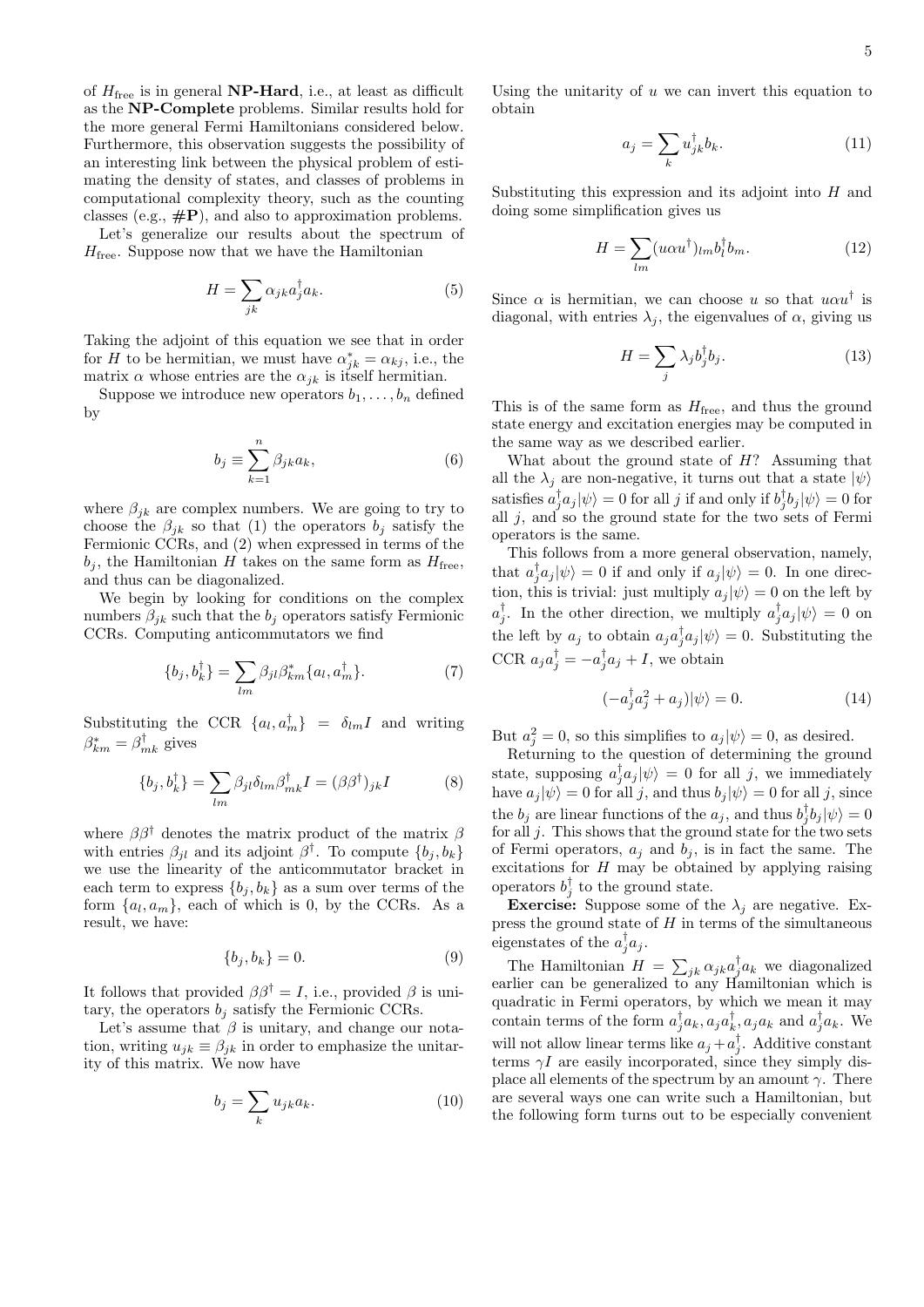of $H_{\text{free}}$ is in general **NP-Hard**, i.e., at least as difficult as the **NP-Complete** problems. Similar results hold for the more general Fermi Hamiltonians considered below. Furthermore, this observation suggests the possibility of an interesting link between the physical problem of estimating the density of states, and classes of problems in computational complexity theory, such as the counting classes (e.g., **#P**), and also to approximation problems.

Let's generalize our results about the spectrum of $H_{\text{free}}$. Suppose now that we have the Hamiltonian

$$H = \sum_{jk} \alpha_{jk} a_j^\dagger a_k. \tag{5}$$

Taking the adjoint of this equation we see that in order for $H$ to be hermitian, we must have $\alpha_{jk}^* = \alpha_{kj}$, i.e., the matrix $\alpha$ whose entries are the $\alpha_{jk}$ is itself hermitian.

Suppose we introduce new operators $b_1, \ldots, b_n$ defined by

$$b_j \equiv \sum_{k=1}^{n} \beta_{jk} a_k, \tag{6}$$

where $\beta_{jk}$ are complex numbers. We are going to try to choose the $\beta_{jk}$ so that (1) the operators $b_j$ satisfy the Fermionic CCRs, and (2) when expressed in terms of the $b_j$, the Hamiltonian $H$ takes on the same form as $H_{\text{free}}$, and thus can be diagonalized.

We begin by looking for conditions on the complex numbers $\beta_{jk}$ such that the $b_j$ operators satisfy Fermionic CCRs. Computing anticommutators we find

$$\{b_j, b_k^\dagger\} = \sum_{lm} \beta_{jl} \beta_{km}^* \{a_l, a_m^\dagger\}. \tag{7}$$

Substituting the CCR $\{a_l, a_m^\dagger\} = \delta_{lm} I$ and writing $\beta_{km}^* = \beta_{mk}^\dagger$ gives

$$\{b_j, b_k^\dagger\} = \sum_{lm} \beta_{jl} \delta_{lm} \beta_{mk}^\dagger I = (\beta\beta^\dagger)_{jk} I \tag{8}$$

where $\beta\beta^\dagger$ denotes the matrix product of the matrix $\beta$ with entries $\beta_{jl}$ and its adjoint $\beta^\dagger$. To compute $\{b_j, b_k\}$ we use the linearity of the anticommutator bracket in each term to express $\{b_j, b_k\}$ as a sum over terms of the form $\{a_l, a_m\}$, each of which is 0, by the CCRs. As a result, we have:

$$\{b_j, b_k\} = 0. \tag{9}$$

It follows that provided $\beta\beta^\dagger = I$, i.e., provided $\beta$ is unitary, the operators $b_j$ satisfy the Fermionic CCRs.

Let's assume that $\beta$ is unitary, and change our notation, writing $u_{jk} \equiv \beta_{jk}$ in order to emphasize the unitarity of this matrix. We now have

$$b_j = \sum_k u_{jk} a_k. \tag{10}$$

Using the unitarity of $u$ we can invert this equation to obtain

$$a_j = \sum_k u_{jk}^\dagger b_k. \tag{11}$$

Substituting this expression and its adjoint into $H$ and doing some simplification gives us

$$H = \sum_{lm} (u\alpha u^\dagger)_{lm} b_l^\dagger b_m. \tag{12}$$

Since $\alpha$ is hermitian, we can choose $u$ so that $u\alpha u^\dagger$ is diagonal, with entries $\lambda_j$, the eigenvalues of $\alpha$, giving us

$$H = \sum_j \lambda_j b_j^\dagger b_j. \tag{13}$$

This is of the same form as $H_{\text{free}}$, and thus the ground state energy and excitation energies may be computed in the same way as we described earlier.

What about the ground state of $H$? Assuming that all the $\lambda_j$ are non-negative, it turns out that a state $|\psi\rangle$ satisfies $a_j^\dagger a_j|\psi\rangle = 0$ for all $j$ if and only if $b_j^\dagger b_j|\psi\rangle = 0$ for all $j$, and so the ground state for the two sets of Fermi operators is the same.

This follows from a more general observation, namely, that $a_j^\dagger a_j|\psi\rangle = 0$ if and only if $a_j|\psi\rangle = 0$. In one direction, this is trivial: just multiply $a_j|\psi\rangle = 0$ on the left by $a_j^\dagger$. In the other direction, we multiply $a_j^\dagger a_j|\psi\rangle = 0$ on the left by $a_j$ to obtain $a_j a_j^\dagger a_j|\psi\rangle = 0$. Substituting the CCR $a_j a_j^\dagger = -a_j^\dagger a_j + I$, we obtain

$$(-a_j^\dagger a_j^2 + a_j)|\psi\rangle = 0. \tag{14}$$

But $a_j^2 = 0$, so this simplifies to $a_j|\psi\rangle = 0$, as desired.

Returning to the question of determining the ground state, supposing $a_j^\dagger a_j|\psi\rangle = 0$ for all $j$, we immediately have $a_j|\psi\rangle = 0$ for all $j$, and thus $b_j|\psi\rangle = 0$ for all $j$, since the $b_j$ are linear functions of the $a_j$, and thus $b_j^\dagger b_j|\psi\rangle = 0$ for all $j$. This shows that the ground state for the two sets of Fermi operators, $a_j$ and $b_j$, is in fact the same. The excitations for $H$ may be obtained by applying raising operators $b_j^\dagger$ to the ground state.

**Exercise:** Suppose some of the $\lambda_j$ are negative. Express the ground state of $H$ in terms of the simultaneous eigenstates of the $a_j^\dagger a_j$.

The Hamiltonian $H = \sum_{jk} \alpha_{jk} a_j^\dagger a_k$ we diagonalized earlier can be generalized to any Hamiltonian which is quadratic in Fermi operators, by which we mean it may contain terms of the form $a_j^\dagger a_k, a_j a_k^\dagger, a_j a_k$ and $a_j^\dagger a_k$. We will not allow linear terms like $a_j + a_j^\dagger$. Additive constant terms $\gamma I$ are easily incorporated, since they simply displace all elements of the spectrum by an amount $\gamma$. There are several ways one can write such a Hamiltonian, but the following form turns out to be especially convenient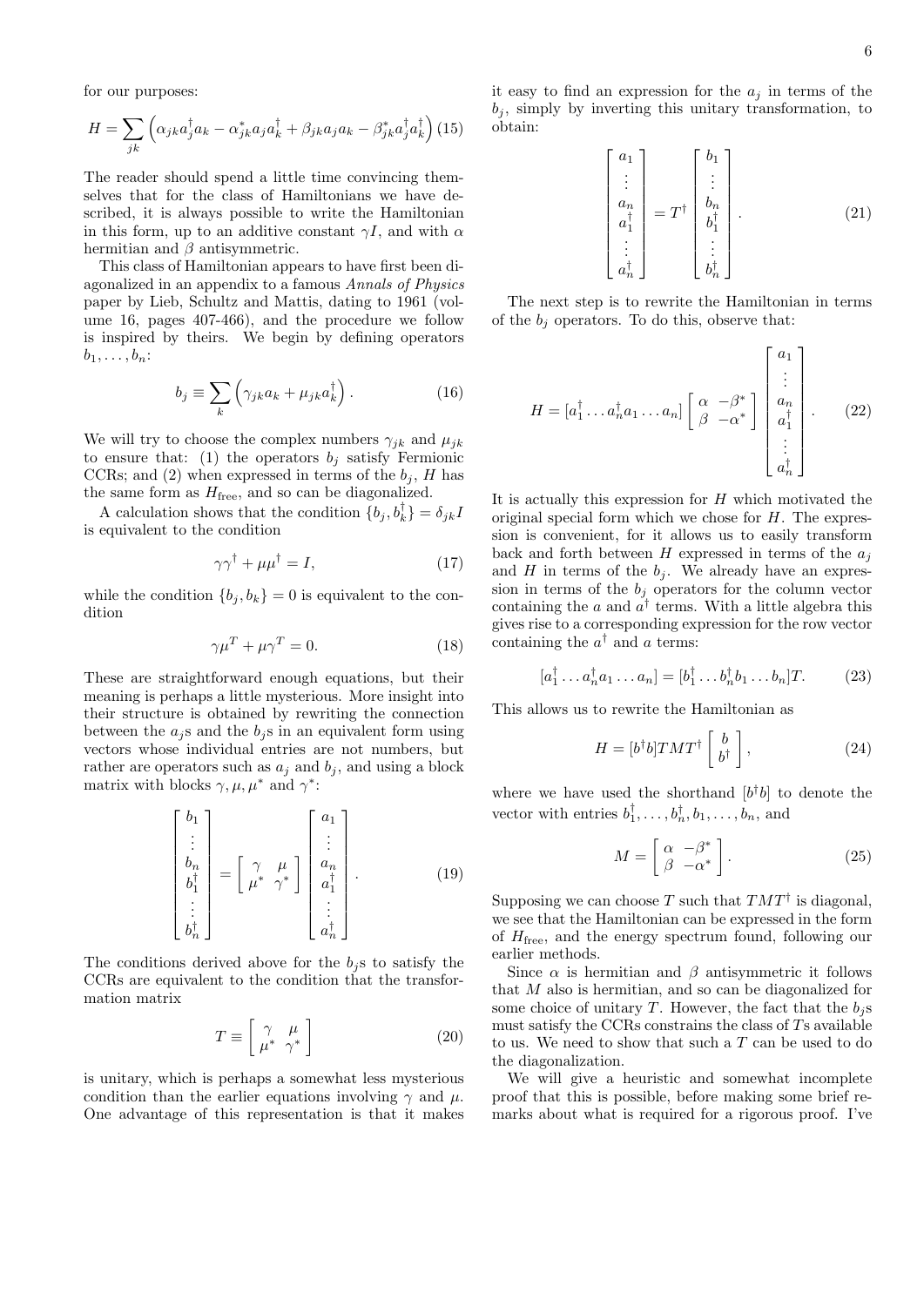for our purposes:

$$H = \sum_{jk} \left( \alpha_{jk} a_j^\dagger a_k - \alpha_{jk}^* a_j a_k^\dagger + \beta_{jk} a_j a_k - \beta_{jk}^* a_j^\dagger a_k^\dagger \right) \quad (15)$$

The reader should spend a little time convincing themselves that for the class of Hamiltonians we have described, it is always possible to write the Hamiltonian in this form, up to an additive constant $\gamma I$, and with $\alpha$ hermitian and $\beta$ antisymmetric.

This class of Hamiltonian appears to have first been diagonalized in an appendix to a famous *Annals of Physics* paper by Lieb, Schultz and Mattis, dating to 1961 (volume 16, pages 407-466), and the procedure we follow is inspired by theirs. We begin by defining operators $b_1, \ldots, b_n$:

$$b_j \equiv \sum_k \left( \gamma_{jk} a_k + \mu_{jk} a_k^\dagger \right). \quad (16)$$

We will try to choose the complex numbers $\gamma_{jk}$ and $\mu_{jk}$ to ensure that: (1) the operators $b_j$ satisfy Fermionic CCRs; and (2) when expressed in terms of the $b_j$, $H$ has the same form as $H_{\rm free}$, and so can be diagonalized.

A calculation shows that the condition $\{b_j, b_k^\dagger\} = \delta_{jk} I$ is equivalent to the condition

$$\gamma\gamma^\dagger + \mu\mu^\dagger = I, \quad (17)$$

while the condition $\{b_j, b_k\} = 0$ is equivalent to the condition

$$\gamma\mu^T + \mu\gamma^T = 0. \quad (18)$$

These are straightforward enough equations, but their meaning is perhaps a little mysterious. More insight into their structure is obtained by rewriting the connection between the $a_j$s and the $b_j$s in an equivalent form using vectors whose individual entries are not numbers, but rather are operators such as $a_j$ and $b_j$, and using a block matrix with blocks $\gamma, \mu, \mu^*$ and $\gamma^*$:

$$\begin{bmatrix} b_1 \\ \vdots \\ b_n \\ b_1^\dagger \\ \vdots \\ b_n^\dagger \end{bmatrix} = \begin{bmatrix} \gamma & \mu \\ \mu^* & \gamma^* \end{bmatrix} \begin{bmatrix} a_1 \\ \vdots \\ a_n \\ a_1^\dagger \\ \vdots \\ a_n^\dagger \end{bmatrix}. \quad (19)$$

The conditions derived above for the $b_j$s to satisfy the CCRs are equivalent to the condition that the transformation matrix

$$T \equiv \begin{bmatrix} \gamma & \mu \\ \mu^* & \gamma^* \end{bmatrix} \quad (20)$$

is unitary, which is perhaps a somewhat less mysterious condition than the earlier equations involving $\gamma$ and $\mu$. One advantage of this representation is that it makes it easy to find an expression for the $a_j$ in terms of the $b_j$, simply by inverting this unitary transformation, to obtain:

$$\begin{bmatrix} a_1 \\ \vdots \\ a_n \\ a_1^\dagger \\ \vdots \\ a_n^\dagger \end{bmatrix} = T^\dagger \begin{bmatrix} b_1 \\ \vdots \\ b_n \\ b_1^\dagger \\ \vdots \\ b_n^\dagger \end{bmatrix}. \quad (21)$$

The next step is to rewrite the Hamiltonian in terms of the $b_j$ operators. To do this, observe that:

$$H = [a_1^\dagger \ldots a_n^\dagger a_1 \ldots a_n] \begin{bmatrix} \alpha & -\beta^* \\ \beta & -\alpha^* \end{bmatrix} \begin{bmatrix} a_1 \\ \vdots \\ a_n \\ a_1^\dagger \\ \vdots \\ a_n^\dagger \end{bmatrix}. \quad (22)$$

It is actually this expression for $H$ which motivated the original special form which we chose for $H$. The expression is convenient, for it allows us to easily transform back and forth between $H$ expressed in terms of the $a_j$ and $H$ in terms of the $b_j$. We already have an expression in terms of the $b_j$ operators for the column vector containing the $a$ and $a^\dagger$ terms. With a little algebra this gives rise to a corresponding expression for the row vector containing the $a^\dagger$ and $a$ terms:

$$[a_1^\dagger \ldots a_n^\dagger a_1 \ldots a_n] = [b_1^\dagger \ldots b_n^\dagger b_1 \ldots b_n] T. \quad (23)$$

This allows us to rewrite the Hamiltonian as

$$H = [b^\dagger b] T M T^\dagger \begin{bmatrix} b \\ b^\dagger \end{bmatrix}, \quad (24)$$

where we have used the shorthand $[b^\dagger b]$ to denote the vector with entries $b_1^\dagger, \ldots, b_n^\dagger, b_1, \ldots, b_n$, and

$$M = \begin{bmatrix} \alpha & -\beta^* \\ \beta & -\alpha^* \end{bmatrix}. \quad (25)$$

Supposing we can choose $T$ such that $TMT^\dagger$ is diagonal, we see that the Hamiltonian can be expressed in the form of $H_{\rm free}$, and the energy spectrum found, following our earlier methods.

Since $\alpha$ is hermitian and $\beta$ antisymmetric it follows that $M$ also is hermitian, and so can be diagonalized for some choice of unitary $T$. However, the fact that the $b_j$s must satisfy the CCRs constrains the class of $T$s available to us. We need to show that such a $T$ can be used to do the diagonalization.

We will give a heuristic and somewhat incomplete proof that this is possible, before making some brief remarks about what is required for a rigorous proof. I've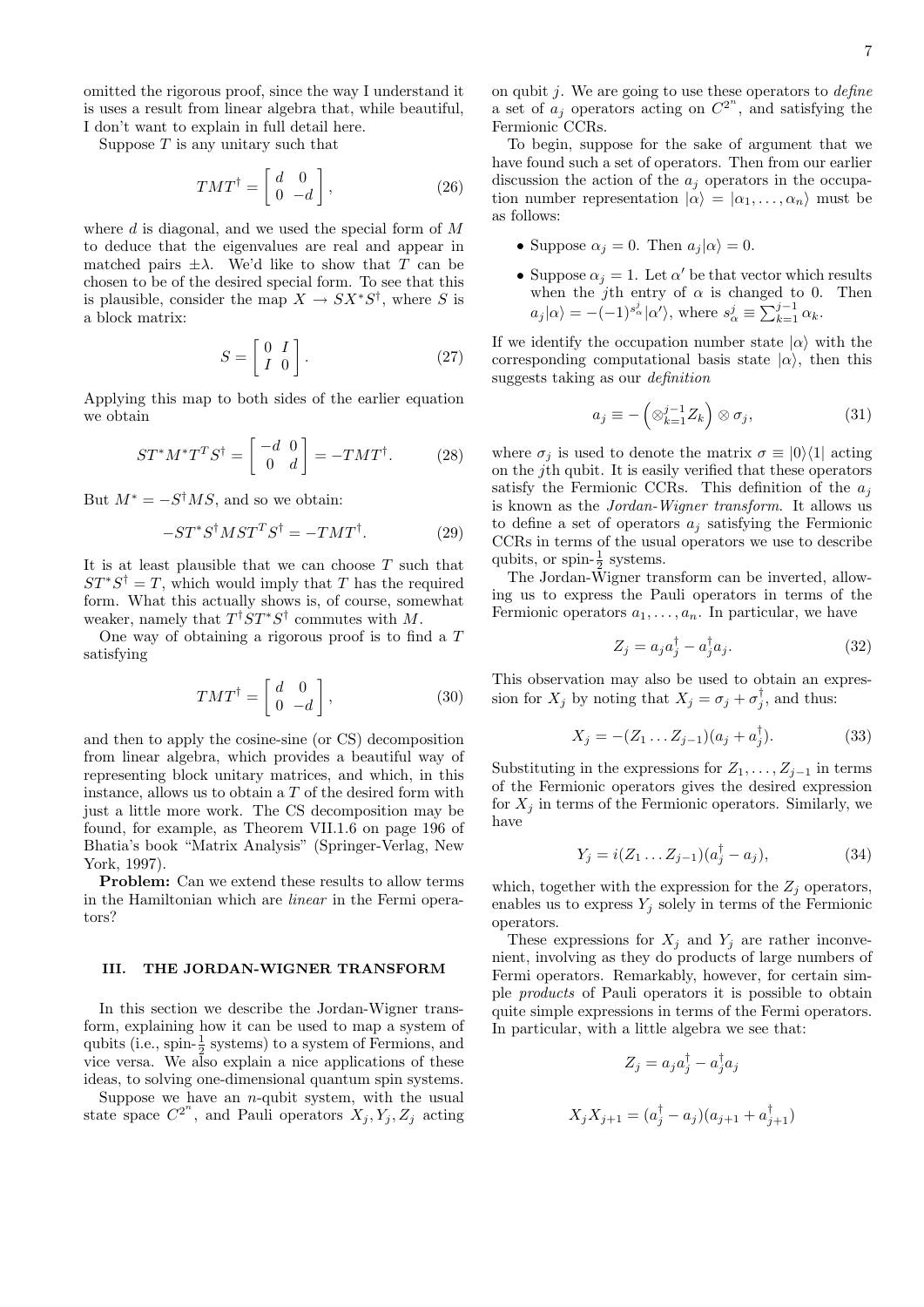omitted the rigorous proof, since the way I understand it is uses a result from linear algebra that, while beautiful, I don't want to explain in full detail here.

Suppose $T$ is any unitary such that

$$TMT^\dagger = \left[ \begin{array}{cc} d & 0 \\ 0 & -d \end{array} \right], \tag{26}$$

where $d$ is diagonal, and we used the special form of $M$ to deduce that the eigenvalues are real and appear in matched pairs $\pm\lambda$. We'd like to show that $T$ can be chosen to be of the desired special form. To see that this is plausible, consider the map $X \rightarrow SX^*S^\dagger$, where $S$ is a block matrix:

$$S = \left[ \begin{array}{cc} 0 & I \\ I & 0 \end{array} \right]. \tag{27}$$

Applying this map to both sides of the earlier equation we obtain

$$ST^*M^*T^TS^\dagger = \left[ \begin{array}{cc} -d & 0 \\ 0 & d \end{array} \right] = -TMT^\dagger. \tag{28}$$

But $M^* = -S^\dagger M S$, and so we obtain:

$$-ST^*S^\dagger MST^TS^\dagger = -TMT^\dagger. \tag{29}$$

It is at least plausible that we can choose $T$ such that $ST^*S^\dagger = T$, which would imply that $T$ has the required form. What this actually shows is, of course, somewhat weaker, namely that $T^\dagger ST^*S^\dagger$ commutes with $M$.

One way of obtaining a rigorous proof is to find a $T$ satisfying

$$TMT^\dagger = \left[ \begin{array}{cc} d & 0 \\ 0 & -d \end{array} \right], \tag{30}$$

and then to apply the cosine-sine (or CS) decomposition from linear algebra, which provides a beautiful way of representing block unitary matrices, and which, in this instance, allows us to obtain a $T$ of the desired form with just a little more work. The CS decomposition may be found, for example, as Theorem VII.1.6 on page 196 of Bhatia's book "Matrix Analysis" (Springer-Verlag, New York, 1997).

**Problem:** Can we extend these results to allow terms in the Hamiltonian which are *linear* in the Fermi operators?

### III. THE JORDAN-WIGNER TRANSFORM

In this section we describe the Jordan-Wigner transform, explaining how it can be used to map a system of qubits (i.e., spin-$\frac{1}{2}$ systems) to a system of Fermions, and vice versa. We also explain a nice applications of these ideas, to solving one-dimensional quantum spin systems.

Suppose we have an $n$-qubit system, with the usual state space $C^{2^n}$, and Pauli operators $X_j, Y_j, Z_j$ acting on qubit $j$. We are going to use these operators to *define* a set of $a_j$ operators acting on $C^{2^n}$, and satisfying the Fermionic CCRs.

To begin, suppose for the sake of argument that we have found such a set of operators. Then from our earlier discussion the action of the $a_j$ operators in the occupation number representation $|\alpha\rangle = |\alpha_1, \ldots, \alpha_n\rangle$ must be as follows:

- Suppose $\alpha_j = 0$. Then $a_j|\alpha\rangle = 0$.
- Suppose $\alpha_j = 1$. Let $\alpha'$ be that vector which results when the $j$th entry of $\alpha$ is changed to 0. Then $a_j|\alpha\rangle = -(-1)^{s_\alpha^j}|\alpha'\rangle$, where $s_\alpha^j \equiv \sum_{k=1}^{j-1} \alpha_k$.

If we identify the occupation number state $|\alpha\rangle$ with the corresponding computational basis state $|\alpha\rangle$, then this suggests taking as our *definition*

$$a_j \equiv -\left( \otimes_{k=1}^{j-1} Z_k \right) \otimes \sigma_j, \tag{31}$$

where $\sigma_j$ is used to denote the matrix $\sigma \equiv |0\rangle\langle 1|$ acting on the $j$th qubit. It is easily verified that these operators satisfy the Fermionic CCRs. This definition of the $a_j$ is known as the *Jordan-Wigner transform*. It allows us to define a set of operators $a_j$ satisfying the Fermionic CCRs in terms of the usual operators we use to describe qubits, or spin-$\frac{1}{2}$ systems.

The Jordan-Wigner transform can be inverted, allowing us to express the Pauli operators in terms of the Fermionic operators $a_1, \ldots, a_n$. In particular, we have

$$Z_j = a_j a_j^\dagger - a_j^\dagger a_j. \tag{32}$$

This observation may also be used to obtain an expression for $X_j$ by noting that $X_j = \sigma_j + \sigma_j^\dagger$, and thus:

$$X_j = -(Z_1 \ldots Z_{j-1})(a_j + a_j^\dagger). \tag{33}$$

Substituting in the expressions for $Z_1, \ldots, Z_{j-1}$ in terms of the Fermionic operators gives the desired expression for $X_j$ in terms of the Fermionic operators. Similarly, we have

$$Y_j = i(Z_1 \ldots Z_{j-1})(a_j^\dagger - a_j), \tag{34}$$

which, together with the expression for the $Z_j$ operators, enables us to express $Y_j$ solely in terms of the Fermionic operators.

These expressions for $X_j$ and $Y_j$ are rather inconvenient, involving as they do products of large numbers of Fermi operators. Remarkably, however, for certain simple *products* of Pauli operators it is possible to obtain quite simple expressions in terms of the Fermi operators. In particular, with a little algebra we see that:

$$Z_j = a_j a_j^\dagger - a_j^\dagger a_j$$

$$X_j X_{j+1} = (a_j^\dagger - a_j)(a_{j+1} + a_{j+1}^\dagger)$$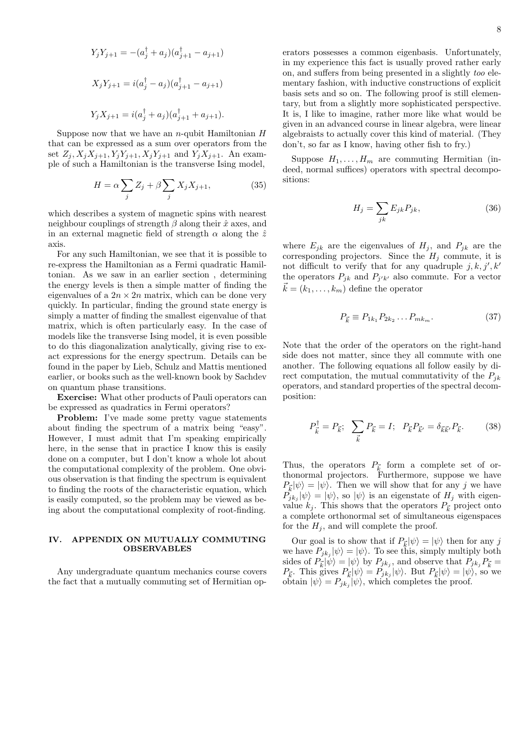$$Y_j Y_{j+1} = -(a_j^\dagger + a_j)(a_{j+1}^\dagger - a_{j+1})$$

$$X_j Y_{j+1} = i(a_j^\dagger - a_j)(a_{j+1}^\dagger - a_{j+1})$$

$$Y_j X_{j+1} = i(a_j^\dagger + a_j)(a_{j+1}^\dagger + a_{j+1}).$$

Suppose now that we have an $n$-qubit Hamiltonian $H$ that can be expressed as a sum over operators from the set $Z_j, X_j X_{j+1}, Y_j Y_{j+1}, X_j Y_{j+1}$ and $Y_j X_{j+1}$. An example of such a Hamiltonian is the transverse Ising model,

$$H = \alpha \sum_j Z_j + \beta \sum_j X_j X_{j+1}, \tag{35}$$

which describes a system of magnetic spins with nearest neighbour couplings of strength $\beta$ along their $\hat{x}$ axes, and in an external magnetic field of strength $\alpha$ along the $\hat{z}$ axis.

For any such Hamiltonian, we see that it is possible to re-express the Hamiltonian as a Fermi quadratic Hamiltonian. As we saw in an earlier section , determining the energy levels is then a simple matter of finding the eigenvalues of a $2n \times 2n$ matrix, which can be done very quickly. In particular, finding the ground state energy is simply a matter of finding the smallest eigenvalue of that matrix, which is often particularly easy. In the case of models like the transverse Ising model, it is even possible to do this diagonalization analytically, giving rise to exact expressions for the energy spectrum. Details can be found in the paper by Lieb, Schulz and Mattis mentioned earlier, or books such as the well-known book by Sachdev on quantum phase transitions.

**Exercise:** What other products of Pauli operators can be expressed as quadratics in Fermi operators?

**Problem:** I've made some pretty vague statements about finding the spectrum of a matrix being "easy". However, I must admit that I'm speaking empirically here, in the sense that in practice I know this is easily done on a computer, but I don't know a whole lot about the computational complexity of the problem. One obvious observation is that finding the spectrum is equivalent to finding the roots of the characteristic equation, which is easily computed, so the problem may be viewed as being about the computational complexity of root-finding.

## IV. APPENDIX ON MUTUALLY COMMUTING OBSERVABLES

Any undergraduate quantum mechanics course covers the fact that a mutually commuting set of Hermitian operators possesses a common eigenbasis. Unfortunately, in my experience this fact is usually proved rather early on, and suffers from being presented in a slightly *too* elementary fashion, with inductive constructions of explicit basis sets and so on. The following proof is still elementary, but from a slightly more sophisticated perspective. It is, I like to imagine, rather more like what would be given in an advanced course in linear algebra, were linear algebraists to actually cover this kind of material. (They don't, so far as I know, having other fish to fry.)

Suppose $H_1, \ldots, H_m$ are commuting Hermitian (indeed, normal suffices) operators with spectral decompositions:

$$H_j = \sum_{jk} E_{jk} P_{jk}, \tag{36}$$

where $E_{jk}$ are the eigenvalues of $H_j$, and $P_{jk}$ are the corresponding projectors. Since the $H_j$ commute, it is not difficult to verify that for any quadruple $j, k, j', k'$ the operators $P_{jk}$ and $P_{j'k'}$ also commute. For a vector $\vec{k} = (k_1, \ldots, k_m)$ define the operator

$$P_{\vec{k}} \equiv P_{1k_1} P_{2k_2} \ldots P_{mk_m}. \tag{37}$$

Note that the order of the operators on the right-hand side does not matter, since they all commute with one another. The following equations all follow easily by direct computation, the mutual commutativity of the $P_{jk}$ operators, and standard properties of the spectral decomposition:

$$P_{\vec{k}}^\dagger = P_{\vec{k}}; \quad \sum_{\vec{k}} P_{\vec{k}} = I; \quad P_{\vec{k}} P_{\vec{k}'} = \delta_{\vec{k}\vec{k}'} P_{\vec{k}}. \tag{38}$$

Thus, the operators $P_{\vec{k}}$ form a complete set of orthonormal projectors. Furthermore, suppose we have $P_{\vec{k}}|\psi\rangle = |\psi\rangle$. Then we will show that for any $j$ we have $P_{jk_j}|\psi\rangle = |\psi\rangle$, so $|\psi\rangle$ is an eigenstate of $H_j$ with eigenvalue $k_j$. This shows that the operators $P_{\vec{k}}$ project onto a complete orthonormal set of simultaneous eigenspaces for the $H_j$, and will complete the proof.

Our goal is to show that if $P_{\vec{k}}|\psi\rangle = |\psi\rangle$ then for any $j$ we have $P_{jk_j}|\psi\rangle = |\psi\rangle$. To see this, simply multiply both sides of $P_{\vec{k}}|\psi\rangle = |\psi\rangle$ by $P_{jk_j}$, and observe that $P_{jk_j} P_{\vec{k}} = P_{\vec{k}}$. This gives $P_{\vec{k}}|\psi\rangle = P_{jk_j}|\psi\rangle$. But $P_{\vec{k}}|\psi\rangle = |\psi\rangle$, so we obtain $|\psi\rangle = P_{jk_j}|\psi\rangle$, which completes the proof.